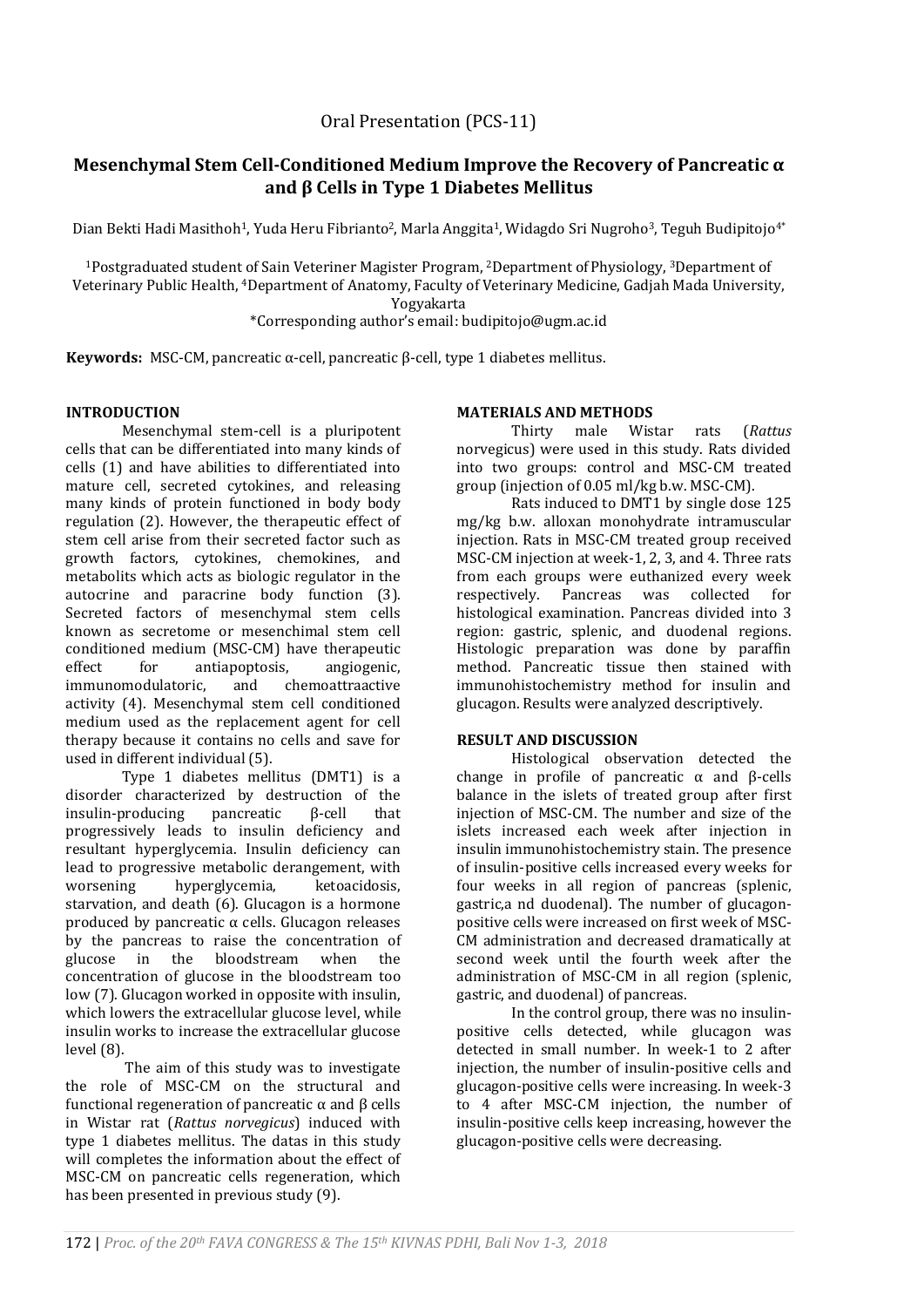Oral Presentation (PCS-11)

# Mesenchymal Stem Cell-Conditioned Medium Improve the Recovery of Pancreatic α and β Cells in Type 1 Diabetes Mellitus

Dian Bekti Hadi Masithoh[1], Yuda Heru Fibrianto[2], Marla Anggita[1], Widagdo Sri Nugroho[3], Teguh Budipitojo[4*]

[1]Postgraduated student of Sain Veteriner Magister Program, [2]Department of Physiology, [3]Department of Veterinary Public Health, [4]Department of Anatomy, Faculty of Veterinary Medicine, Gadjah Mada University, Yogyakarta

*Corresponding author's email: budipitojo@ugm.ac.id

**Keywords:** MSC-CM, pancreatic α-cell, pancreatic β-cell, type 1 diabetes mellitus.

## INTRODUCTION

Mesenchymal stem-cell is a pluripotent cells that can be differentiated into many kinds of cells (1) and have abilities to differentiated into mature cell, secreted cytokines, and releasing many kinds of protein functioned in body body regulation (2). However, the therapeutic effect of stem cell arise from their secreted factor such as growth factors, cytokines, chemokines, and metabolits which acts as biologic regulator in the autocrine and paracrine body function (3). Secreted factors of mesenchymal stem cells known as secretome or mesenchimal stem cell conditioned medium (MSC-CM) have therapeutic effect for antiapoptosis, angiogenic, immunomodulatoric, and chemoattraactive activity (4). Mesenchymal stem cell conditioned medium used as the replacement agent for cell therapy because it contains no cells and save for used in different individual (5).

Type 1 diabetes mellitus (DMT1) is a disorder characterized by destruction of the insulin-producing pancreatic β-cell that progressively leads to insulin deficiency and resultant hyperglycemia. Insulin deficiency can lead to progressive metabolic derangement, with worsening hyperglycemia, ketoacidosis, starvation, and death (6). Glucagon is a hormone produced by pancreatic α cells. Glucagon releases by the pancreas to raise the concentration of glucose in the bloodstream when the concentration of glucose in the bloodstream too low (7). Glucagon worked in opposite with insulin, which lowers the extracellular glucose level, while insulin works to increase the extracellular glucose level (8).

The aim of this study was to investigate the role of MSC-CM on the structural and functional regeneration of pancreatic α and β cells in Wistar rat (*Rattus norvegicus*) induced with type 1 diabetes mellitus. The datas in this study will completes the information about the effect of MSC-CM on pancreatic cells regeneration, which has been presented in previous study (9).

## MATERIALS AND METHODS

Thirty male Wistar rats (*Rattus norvegicus*) were used in this study. Rats divided into two groups: control and MSC-CM treated group (injection of 0.05 ml/kg b.w. MSC-CM).

Rats induced to DMT1 by single dose 125 mg/kg b.w. alloxan monohydrate intramuscular injection. Rats in MSC-CM treated group received MSC-CM injection at week-1, 2, 3, and 4. Three rats from each groups were euthanized every week respectively. Pancreas was collected for histological examination. Pancreas divided into 3 region: gastric, splenic, and duodenal regions. Histologic preparation was done by paraffin method. Pancreatic tissue then stained with immunohistochemistry method for insulin and glucagon. Results were analyzed descriptively.

## RESULT AND DISCUSSION

Histological observation detected the change in profile of pancreatic α and β-cells balance in the islets of treated group after first injection of MSC-CM. The number and size of the islets increased each week after injection in insulin immunohistochemistry stain. The presence of insulin-positive cells increased every weeks for four weeks in all region of pancreas (splenic, gastric,a nd duodenal). The number of glucagon-positive cells were increased on first week of MSC-CM administration and decreased dramatically at second week until the fourth week after the administration of MSC-CM in all region (splenic, gastric, and duodenal) of pancreas.

In the control group, there was no insulin-positive cells detected, while glucagon was detected in small number. In week-1 to 2 after injection, the number of insulin-positive cells and glucagon-positive cells were increasing. In week-3 to 4 after MSC-CM injection, the number of insulin-positive cells keep increasing, however the glucagon-positive cells were decreasing.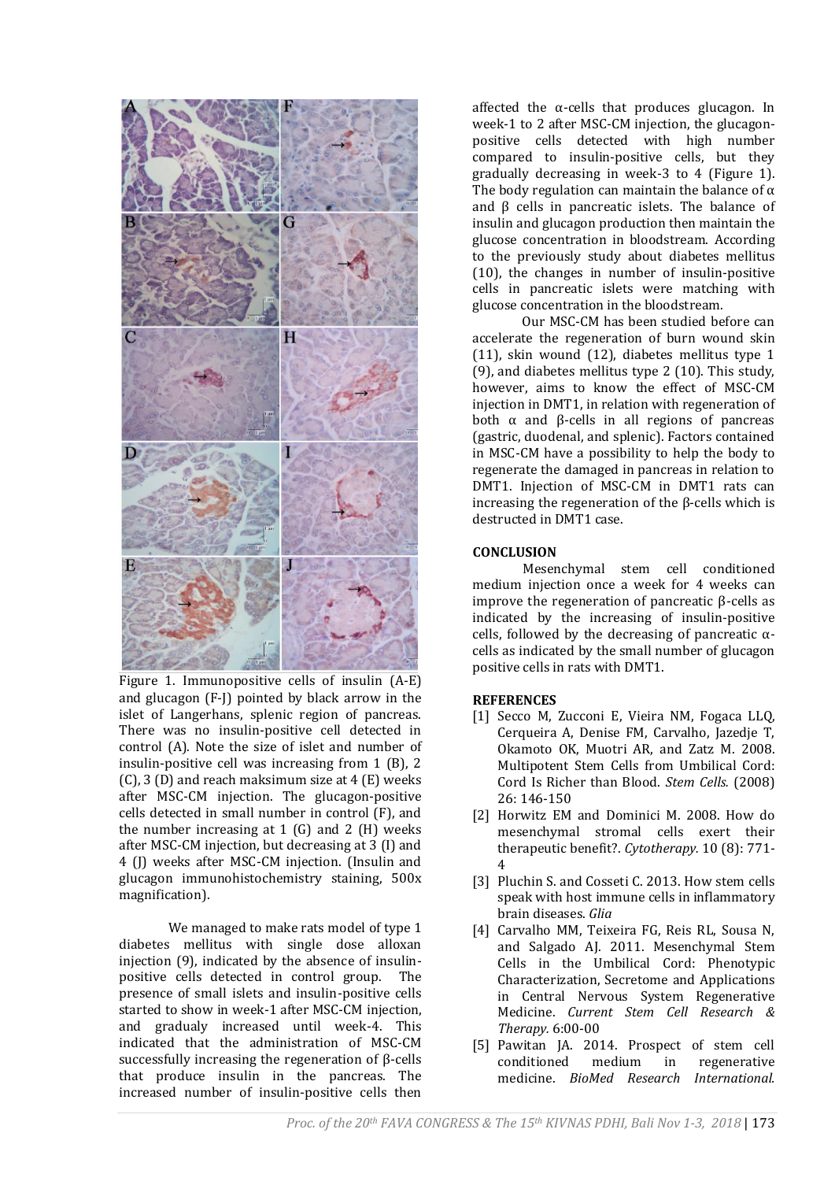Figure 1. Immunopositive cells of insulin (A-E) and glucagon (F-J) pointed by black arrow in the islet of Langerhans, splenic region of pancreas. There was no insulin-positive cell detected in control (A). Note the size of islet and number of insulin-positive cell was increasing from 1 (B), 2 (C), 3 (D) and reach maksimum size at 4 (E) weeks after MSC-CM injection. The glucagon-positive cells detected in small number in control (F), and the number increasing at 1 (G) and 2 (H) weeks after MSC-CM injection, but decreasing at 3 (I) and 4 (J) weeks after MSC-CM injection. (Insulin and glucagon immunohistochemistry staining, 500x magnification).

We managed to make rats model of type 1 diabetes mellitus with single dose alloxan injection (9), indicated by the absence of insulin-positive cells detected in control group. The presence of small islets and insulin-positive cells started to show in week-1 after MSC-CM injection, and gradualy increased until week-4. This indicated that the administration of MSC-CM successfully increasing the regeneration of β-cells that produce insulin in the pancreas. The increased number of insulin-positive cells then affected the α-cells that produces glucagon. In week-1 to 2 after MSC-CM injection, the glucagon-positive cells detected with high number compared to insulin-positive cells, but they gradually decreasing in week-3 to 4 (Figure 1). The body regulation can maintain the balance of α and β cells in pancreatic islets. The balance of insulin and glucagon production then maintain the glucose concentration in bloodstream. According to the previously study about diabetes mellitus (10), the changes in number of insulin-positive cells in pancreatic islets were matching with glucose concentration in the bloodstream.

Our MSC-CM has been studied before can accelerate the regeneration of burn wound skin (11), skin wound (12), diabetes mellitus type 1 (9), and diabetes mellitus type 2 (10). This study, however, aims to know the effect of MSC-CM injection in DMT1, in relation with regeneration of both α and β-cells in all regions of pancreas (gastric, duodenal, and splenic). Factors contained in MSC-CM have a possibility to help the body to regenerate the damaged in pancreas in relation to DMT1. Injection of MSC-CM in DMT1 rats can increasing the regeneration of the β-cells which is destructed in DMT1 case.

## CONCLUSION

Mesenchymal stem cell conditioned medium injection once a week for 4 weeks can improve the regeneration of pancreatic β-cells as indicated by the increasing of insulin-positive cells, followed by the decreasing of pancreatic α-cells as indicated by the small number of glucagon positive cells in rats with DMT1.

## REFERENCES

[1] Secco M, Zucconi E, Vieira NM, Fogaca LLQ, Cerqueira A, Denise FM, Carvalho, Jazedje T, Okamoto OK, Muotri AR, and Zatz M. 2008. Multipotent Stem Cells from Umbilical Cord: Cord Is Richer than Blood. *Stem Cells.* (2008) 26: 146-150

[2] Horwitz EM and Dominici M. 2008. How do mesenchymal stromal cells exert their therapeutic benefit?. *Cytotherapy.* 10 (8): 771-4

[3] Pluchin S. and Cosseti C. 2013. How stem cells speak with host immune cells in inflammatory brain diseases. *Glia*

[4] Carvalho MM, Teixeira FG, Reis RL, Sousa N, and Salgado AJ. 2011. Mesenchymal Stem Cells in the Umbilical Cord: Phenotypic Characterization, Secretome and Applications in Central Nervous System Regenerative Medicine. *Current Stem Cell Research & Therapy.* 6:00-00

[5] Pawitan JA. 2014. Prospect of stem cell conditioned medium in regenerative medicine. *BioMed Research International.*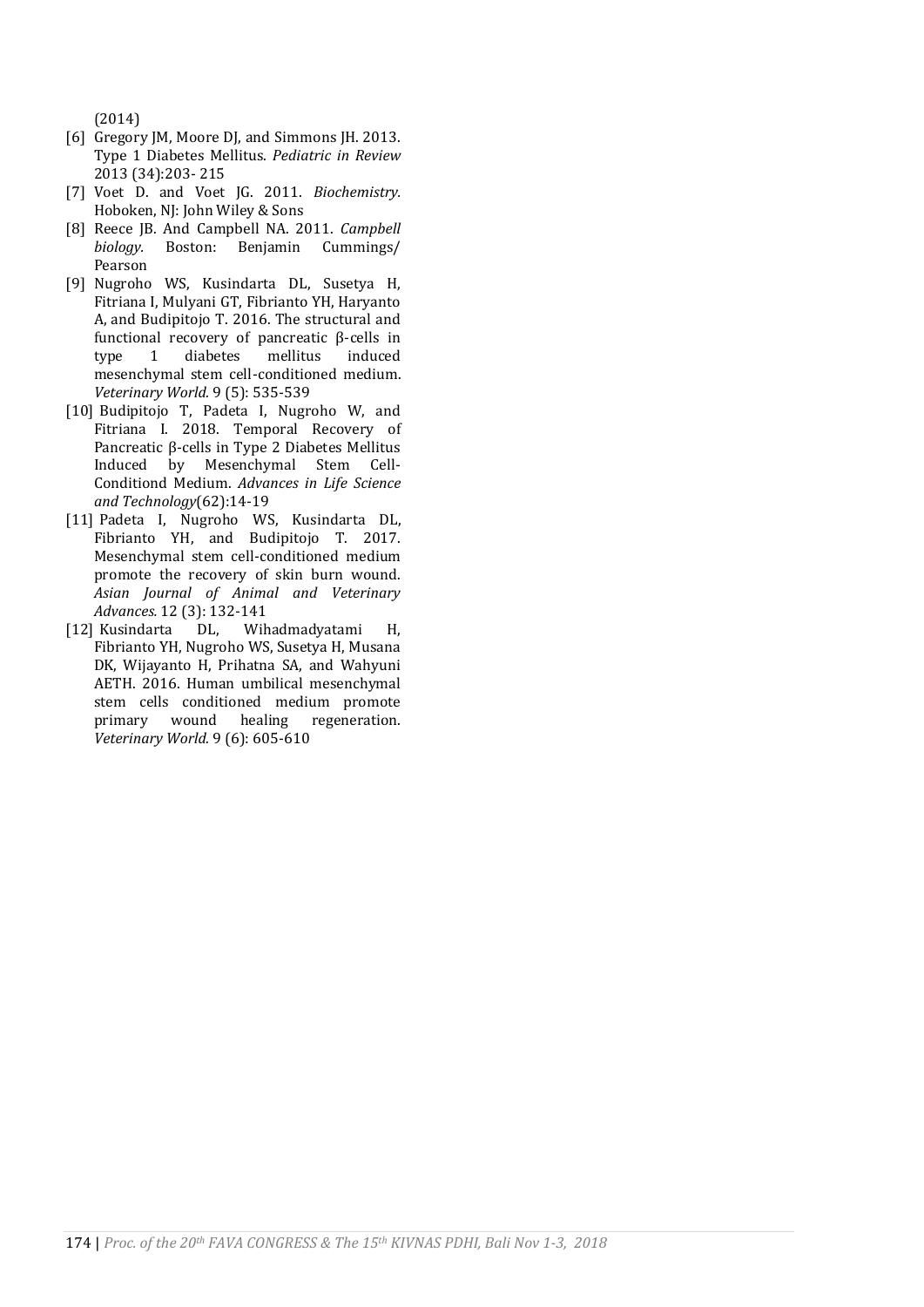(2014)

[6] Gregory JM, Moore DJ, and Simmons JH. 2013. Type 1 Diabetes Mellitus. *Pediatric in Review* 2013 (34):203- 215

[7] Voet D. and Voet JG. 2011. *Biochemistry.* Hoboken, NJ: John Wiley & Sons

[8] Reece JB. And Campbell NA. 2011. *Campbell biology.* Boston: Benjamin Cummings/ Pearson

[9] Nugroho WS, Kusindarta DL, Susetya H, Fitriana I, Mulyani GT, Fibrianto YH, Haryanto A, and Budipitojo T. 2016. The structural and functional recovery of pancreatic β-cells in type 1 diabetes mellitus induced mesenchymal stem cell-conditioned medium. *Veterinary World.* 9 (5): 535-539

[10] Budipitojo T, Padeta I, Nugroho W, and Fitriana I. 2018. Temporal Recovery of Pancreatic β-cells in Type 2 Diabetes Mellitus Induced by Mesenchymal Stem Cell-Conditiond Medium. *Advances in Life Science and Technology*(62):14-19

[11] Padeta I, Nugroho WS, Kusindarta DL, Fibrianto YH, and Budipitojo T. 2017. Mesenchymal stem cell-conditioned medium promote the recovery of skin burn wound. *Asian Journal of Animal and Veterinary Advances.* 12 (3): 132-141

[12] Kusindarta DL, Wihadmadyatami H, Fibrianto YH, Nugroho WS, Susetya H, Musana DK, Wijayanto H, Prihatna SA, and Wahyuni AETH. 2016. Human umbilical mesenchymal stem cells conditioned medium promote primary wound healing regeneration. *Veterinary World.* 9 (6): 605-610